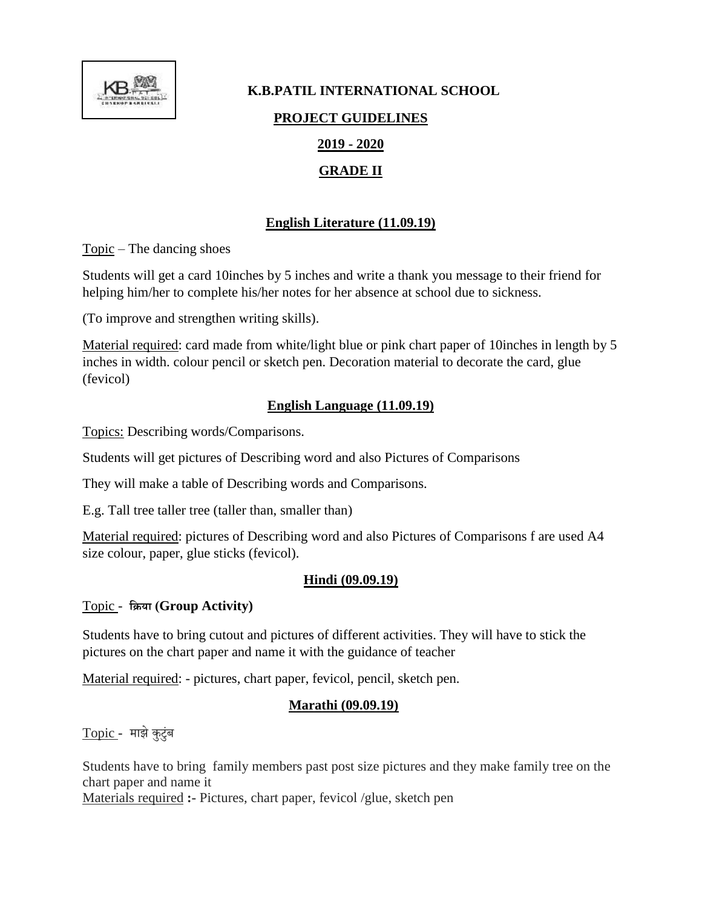**K.B.PATIL INTERNATIONAL SCHOOL**

**PROJECT GUIDELINES**

**2019 - 2020**

**GRADE II**

## English Literature (11.09.19)

Topic – The dancing shoes

Students will get a card 10inches by 5 inches and write a thank you message to their friend for helping him/her to complete his/her notes for her absence at school due to sickness.

(To improve and strengthen writing skills).

Material required: card made from white/light blue or pink chart paper of 10inches in length by 5 inches in width. colour pencil or sketch pen. Decoration material to decorate the card, glue (fevicol)

## English Language (11.09.19)

Topics: Describing words/Comparisons.

Students will get pictures of Describing word and also Pictures of Comparisons

They will make a table of Describing words and Comparisons.

E.g. Tall tree taller tree (taller than, smaller than)

Material required: pictures of Describing word and also Pictures of Comparisons f are used A4 size colour, paper, glue sticks (fevicol).

## Hindi (09.09.19)

Topic - **क्रिया (Group Activity)**

Students have to bring cutout and pictures of different activities. They will have to stick the pictures on the chart paper and name it with the guidance of teacher

Material required: - pictures, chart paper, fevicol, pencil, sketch pen.

## Marathi (09.09.19)

Topic - माझे कुटुंब

Students have to bring family members past post size pictures and they make family tree on the chart paper and name it

Materials required **:-** Pictures, chart paper, fevicol /glue, sketch pen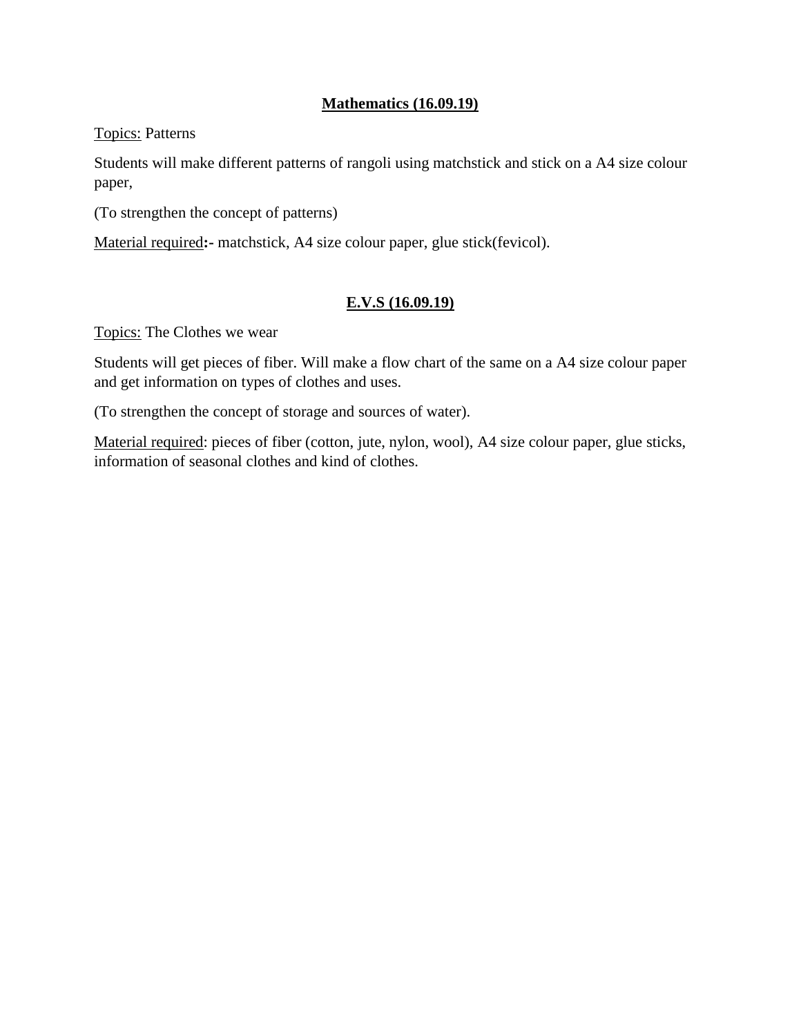**Mathematics (16.09.19)**

Topics: Patterns

Students will make different patterns of rangoli using matchstick and stick on a A4 size colour paper,

(To strengthen the concept of patterns)

Material required**:-** matchstick, A4 size colour paper, glue stick(fevicol).

**E.V.S (16.09.19)**

Topics: The Clothes we wear

Students will get pieces of fiber. Will make a flow chart of the same on a A4 size colour paper and get information on types of clothes and uses.

(To strengthen the concept of storage and sources of water).

Material required: pieces of fiber (cotton, jute, nylon, wool), A4 size colour paper, glue sticks, information of seasonal clothes and kind of clothes.